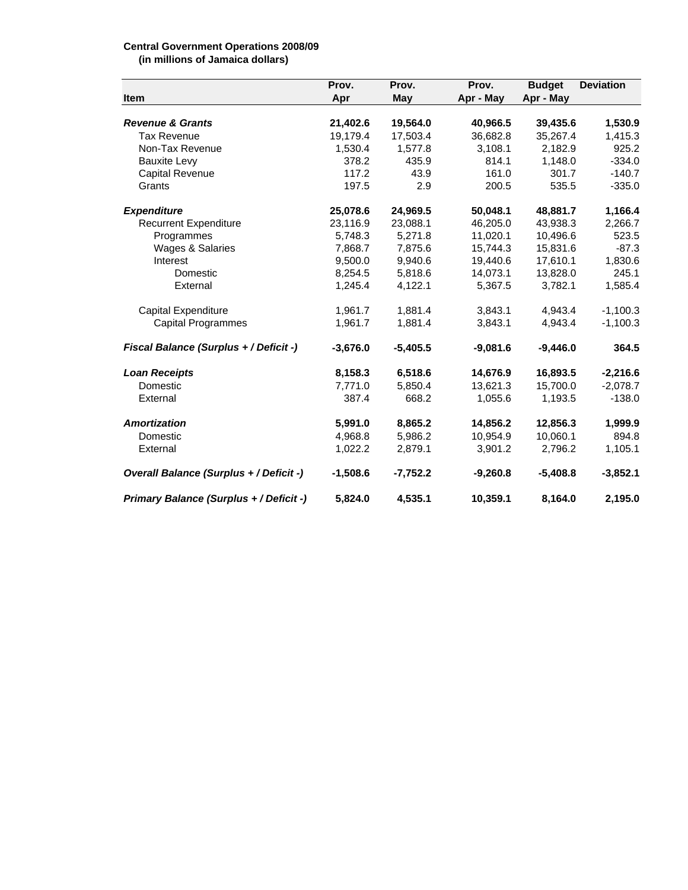**Central Government Operations 2008/09**
**(in millions of Jamaica dollars)**

| Item | Prov. Apr | Prov. May | Prov. Apr - May | Budget Apr - May | Deviation |
|---|---|---|---|---|---|
| ***Revenue & Grants*** | **21,402.6** | **19,564.0** | **40,966.5** | **39,435.6** | **1,530.9** |
| Tax Revenue | 19,179.4 | 17,503.4 | 36,682.8 | 35,267.4 | 1,415.3 |
| Non-Tax Revenue | 1,530.4 | 1,577.8 | 3,108.1 | 2,182.9 | 925.2 |
| Bauxite Levy | 378.2 | 435.9 | 814.1 | 1,148.0 | -334.0 |
| Capital Revenue | 117.2 | 43.9 | 161.0 | 301.7 | -140.7 |
| Grants | 197.5 | 2.9 | 200.5 | 535.5 | -335.0 |
| ***Expenditure*** | **25,078.6** | **24,969.5** | **50,048.1** | **48,881.7** | **1,166.4** |
| Recurrent Expenditure | 23,116.9 | 23,088.1 | 46,205.0 | 43,938.3 | 2,266.7 |
| Programmes | 5,748.3 | 5,271.8 | 11,020.1 | 10,496.6 | 523.5 |
| Wages & Salaries | 7,868.7 | 7,875.6 | 15,744.3 | 15,831.6 | -87.3 |
| Interest | 9,500.0 | 9,940.6 | 19,440.6 | 17,610.1 | 1,830.6 |
| Domestic | 8,254.5 | 5,818.6 | 14,073.1 | 13,828.0 | 245.1 |
| External | 1,245.4 | 4,122.1 | 5,367.5 | 3,782.1 | 1,585.4 |
| Capital Expenditure | 1,961.7 | 1,881.4 | 3,843.1 | 4,943.4 | -1,100.3 |
| Capital Programmes | 1,961.7 | 1,881.4 | 3,843.1 | 4,943.4 | -1,100.3 |
| ***Fiscal Balance (Surplus + / Deficit -)*** | **-3,676.0** | **-5,405.5** | **-9,081.6** | **-9,446.0** | **364.5** |
| ***Loan Receipts*** | **8,158.3** | **6,518.6** | **14,676.9** | **16,893.5** | **-2,216.6** |
| Domestic | 7,771.0 | 5,850.4 | 13,621.3 | 15,700.0 | -2,078.7 |
| External | 387.4 | 668.2 | 1,055.6 | 1,193.5 | -138.0 |
| ***Amortization*** | **5,991.0** | **8,865.2** | **14,856.2** | **12,856.3** | **1,999.9** |
| Domestic | 4,968.8 | 5,986.2 | 10,954.9 | 10,060.1 | 894.8 |
| External | 1,022.2 | 2,879.1 | 3,901.2 | 2,796.2 | 1,105.1 |
| ***Overall Balance (Surplus + / Deficit -)*** | **-1,508.6** | **-7,752.2** | **-9,260.8** | **-5,408.8** | **-3,852.1** |
| ***Primary Balance (Surplus + / Deficit -)*** | **5,824.0** | **4,535.1** | **10,359.1** | **8,164.0** | **2,195.0** |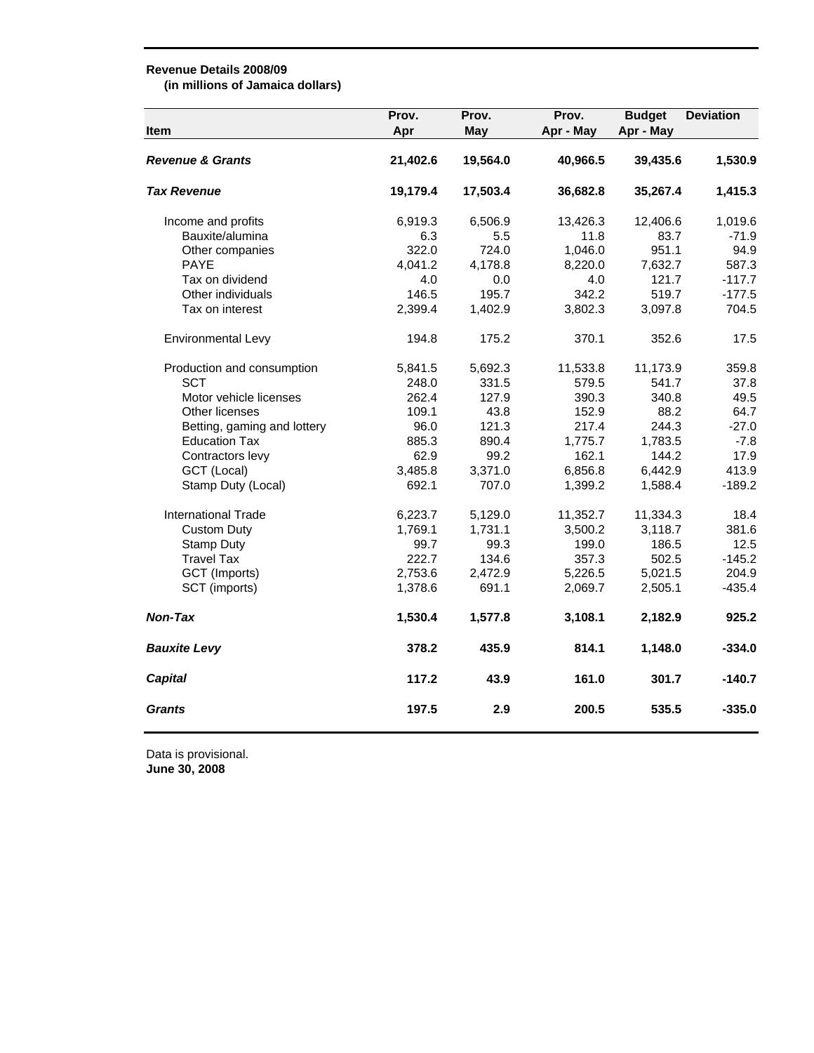**Revenue Details 2008/09**
**(in millions of Jamaica dollars)**

| Item | Prov. Apr | Prov. May | Prov. Apr - May | Budget Apr - May | Deviation |
|---|---|---|---|---|---|
| ***Revenue & Grants*** | **21,402.6** | **19,564.0** | **40,966.5** | **39,435.6** | **1,530.9** |
| ***Tax Revenue*** | **19,179.4** | **17,503.4** | **36,682.8** | **35,267.4** | **1,415.3** |
| Income and profits | 6,919.3 | 6,506.9 | 13,426.3 | 12,406.6 | 1,019.6 |
| Bauxite/alumina | 6.3 | 5.5 | 11.8 | 83.7 | -71.9 |
| Other companies | 322.0 | 724.0 | 1,046.0 | 951.1 | 94.9 |
| PAYE | 4,041.2 | 4,178.8 | 8,220.0 | 7,632.7 | 587.3 |
| Tax on dividend | 4.0 | 0.0 | 4.0 | 121.7 | -117.7 |
| Other individuals | 146.5 | 195.7 | 342.2 | 519.7 | -177.5 |
| Tax on interest | 2,399.4 | 1,402.9 | 3,802.3 | 3,097.8 | 704.5 |
| Environmental Levy | 194.8 | 175.2 | 370.1 | 352.6 | 17.5 |
| Production and consumption | 5,841.5 | 5,692.3 | 11,533.8 | 11,173.9 | 359.8 |
| SCT | 248.0 | 331.5 | 579.5 | 541.7 | 37.8 |
| Motor vehicle licenses | 262.4 | 127.9 | 390.3 | 340.8 | 49.5 |
| Other licenses | 109.1 | 43.8 | 152.9 | 88.2 | 64.7 |
| Betting, gaming and lottery | 96.0 | 121.3 | 217.4 | 244.3 | -27.0 |
| Education Tax | 885.3 | 890.4 | 1,775.7 | 1,783.5 | -7.8 |
| Contractors levy | 62.9 | 99.2 | 162.1 | 144.2 | 17.9 |
| GCT (Local) | 3,485.8 | 3,371.0 | 6,856.8 | 6,442.9 | 413.9 |
| Stamp Duty (Local) | 692.1 | 707.0 | 1,399.2 | 1,588.4 | -189.2 |
| International Trade | 6,223.7 | 5,129.0 | 11,352.7 | 11,334.3 | 18.4 |
| Custom Duty | 1,769.1 | 1,731.1 | 3,500.2 | 3,118.7 | 381.6 |
| Stamp Duty | 99.7 | 99.3 | 199.0 | 186.5 | 12.5 |
| Travel Tax | 222.7 | 134.6 | 357.3 | 502.5 | -145.2 |
| GCT (Imports) | 2,753.6 | 2,472.9 | 5,226.5 | 5,021.5 | 204.9 |
| SCT (imports) | 1,378.6 | 691.1 | 2,069.7 | 2,505.1 | -435.4 |
| ***Non-Tax*** | **1,530.4** | **1,577.8** | **3,108.1** | **2,182.9** | **925.2** |
| ***Bauxite Levy*** | **378.2** | **435.9** | **814.1** | **1,148.0** | **-334.0** |
| ***Capital*** | **117.2** | **43.9** | **161.0** | **301.7** | **-140.7** |
| ***Grants*** | **197.5** | **2.9** | **200.5** | **535.5** | **-335.0** |

Data is provisional.
**June 30, 2008**